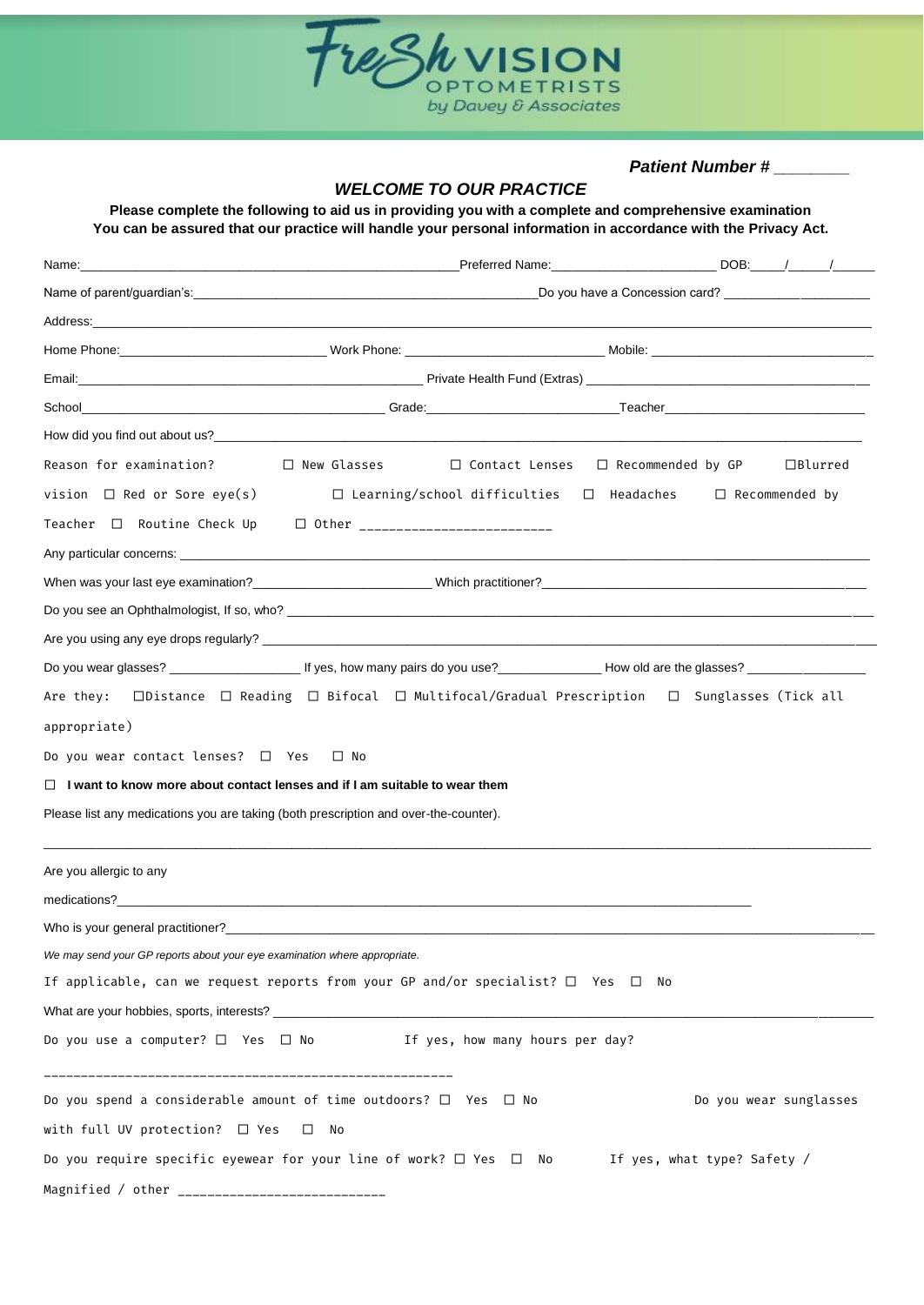FreSh VISION OPTOMETRISTS by Davey & Associates

***Patient Number # ________***

## *WELCOME TO OUR PRACTICE*

**Please complete the following to aid us in providing you with a complete and comprehensive examination**
**You can be assured that our practice will handle your personal information in accordance with the Privacy Act.**

Name:______________________________________________________Preferred Name:_______________________ DOB:____/_____/______

Name of parent/guardian's:__________________________________________________Do you have a Concession card? _____________________

Address:____________________________________________________________________________________________________

Home Phone:____________________________ Work Phone: ___________________________ Mobile: ________________________________

Email:_________________________________________________ Private Health Fund (Extras) ____________________________________________

School____________________________________________ Grade:__________________________Teacher_____________________________

How did you find out about us?______________________________________________________________________________________

Reason for examination? ☐ New Glasses ☐ Contact Lenses ☐ Recommended by GP ☐Blurred vision ☐ Red or Sore eye(s) ☐ Learning/school difficulties ☐ Headaches ☐ Recommended by Teacher ☐ Routine Check Up ☐ Other __________________________

Any particular concerns: _____________________________________________________________________________________________

When was your last eye examination?________________________ Which practitioner?_______________________________________________

Do you see an Ophthalmologist, If so, who? _____________________________________________________________________________

Are you using any eye drops regularly? _________________________________________________________________________________

Do you wear glasses? __________________ If yes, how many pairs do you use?______________ How old are the glasses? _________________

Are they: ☐Distance ☐ Reading ☐ Bifocal ☐ Multifocal/Gradual Prescription ☐ Sunglasses (Tick all appropriate)

Do you wear contact lenses? ☐ Yes ☐ No

☐ **I want to know more about contact lenses and if I am suitable to wear them**

Please list any medications you are taking (both prescription and over-the-counter).

____________________________________________________________________________________________________________

Are you allergic to any medications?___________________________________________________________________________________

Who is your general practitioner?______________________________________________________________________________________

*We may send your GP reports about your eye examination where appropriate.*

If applicable, can we request reports from your GP and/or specialist? ☐ Yes ☐ No

What are your hobbies, sports, interests? ________________________________________________________________________________

Do you use a computer? ☐ Yes ☐ No If yes, how many hours per day? _______________________________________________________

Do you spend a considerable amount of time outdoors? ☐ Yes ☐ No Do you wear sunglasses with full UV protection? ☐ Yes ☐ No

Do you require specific eyewear for your line of work? ☐ Yes ☐ No If yes, what type? Safety / Magnified / other ___________________________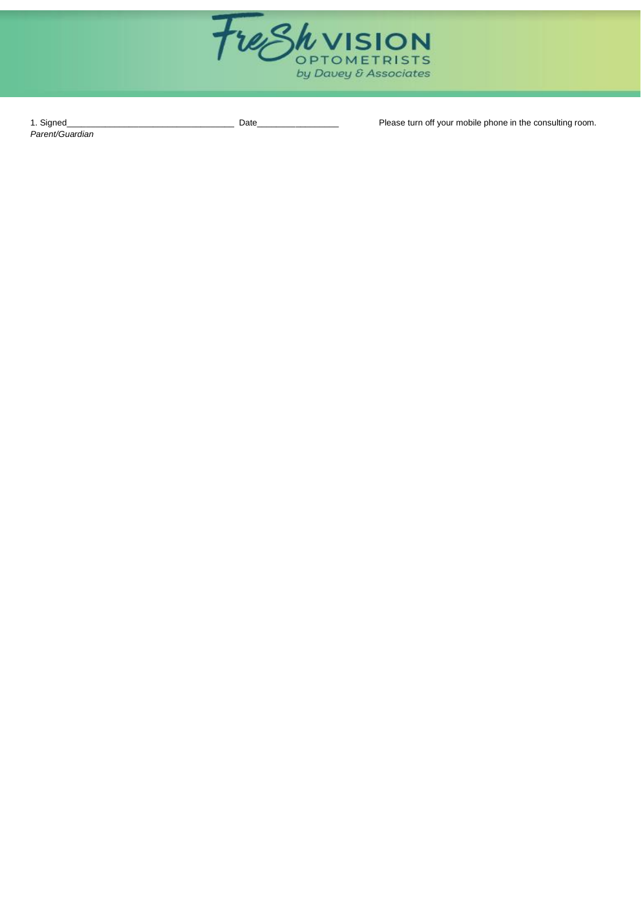1. Signed__________________________________ Date_________________

*Parent/Guardian*

Please turn off your mobile phone in the consulting room.